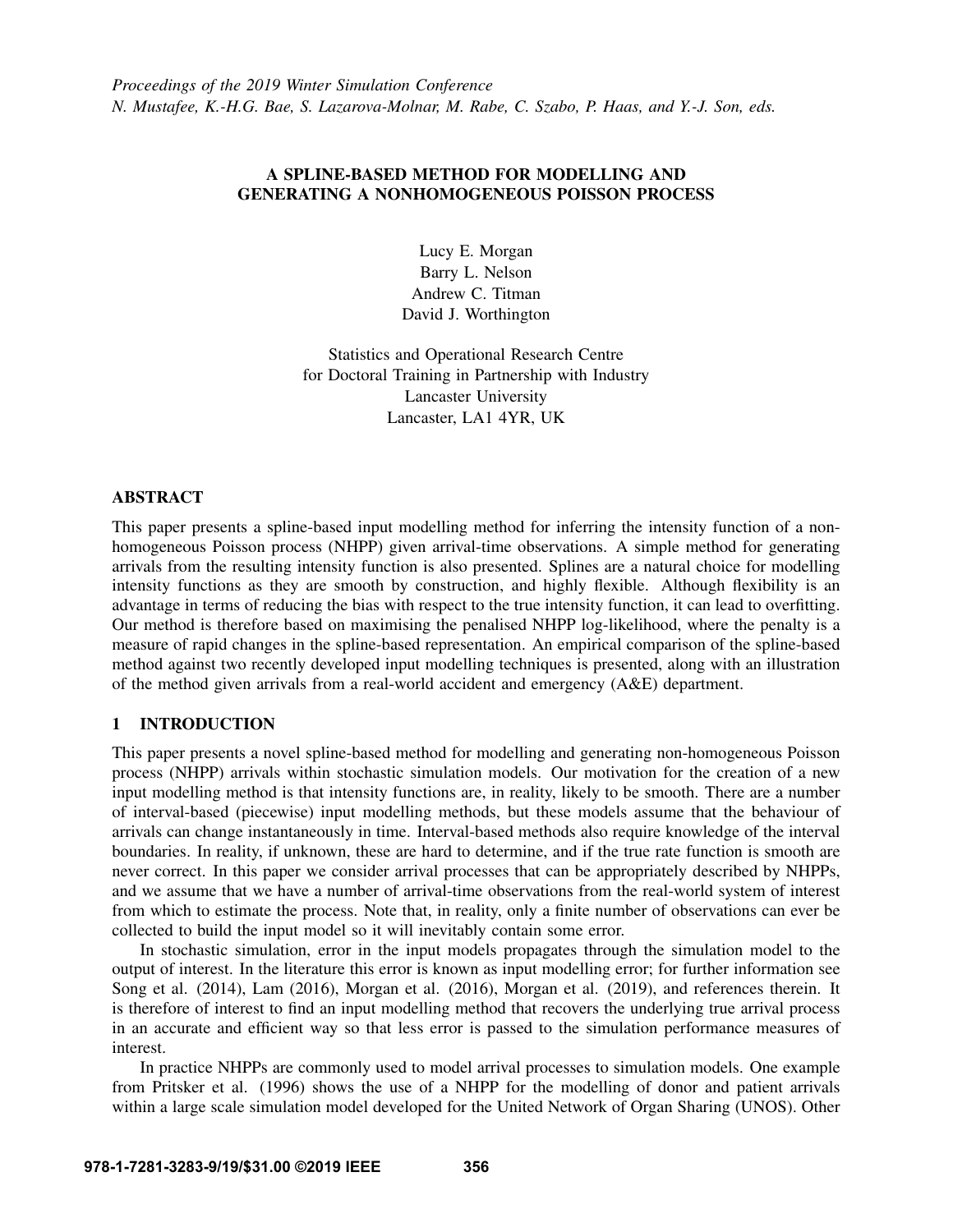*Proceedings of the 2019 Winter Simulation Conference*
*N. Mustafee, K.-H.G. Bae, S. Lazarova-Molnar, M. Rabe, C. Szabo, P. Haas, and Y.-J. Son, eds.*

# A SPLINE-BASED METHOD FOR MODELLING AND GENERATING A NONHOMOGENEOUS POISSON PROCESS

Lucy E. Morgan
Barry L. Nelson
Andrew C. Titman
David J. Worthington

Statistics and Operational Research Centre
for Doctoral Training in Partnership with Industry
Lancaster University
Lancaster, LA1 4YR, UK

## ABSTRACT

This paper presents a spline-based input modelling method for inferring the intensity function of a non-homogeneous Poisson process (NHPP) given arrival-time observations. A simple method for generating arrivals from the resulting intensity function is also presented. Splines are a natural choice for modelling intensity functions as they are smooth by construction, and highly flexible. Although flexibility is an advantage in terms of reducing the bias with respect to the true intensity function, it can lead to overfitting. Our method is therefore based on maximising the penalised NHPP log-likelihood, where the penalty is a measure of rapid changes in the spline-based representation. An empirical comparison of the spline-based method against two recently developed input modelling techniques is presented, along with an illustration of the method given arrivals from a real-world accident and emergency (A&E) department.

## 1 INTRODUCTION

This paper presents a novel spline-based method for modelling and generating non-homogeneous Poisson process (NHPP) arrivals within stochastic simulation models. Our motivation for the creation of a new input modelling method is that intensity functions are, in reality, likely to be smooth. There are a number of interval-based (piecewise) input modelling methods, but these models assume that the behaviour of arrivals can change instantaneously in time. Interval-based methods also require knowledge of the interval boundaries. In reality, if unknown, these are hard to determine, and if the true rate function is smooth are never correct. In this paper we consider arrival processes that can be appropriately described by NHPPs, and we assume that we have a number of arrival-time observations from the real-world system of interest from which to estimate the process. Note that, in reality, only a finite number of observations can ever be collected to build the input model so it will inevitably contain some error.

In stochastic simulation, error in the input models propagates through the simulation model to the output of interest. In the literature this error is known as input modelling error; for further information see Song et al. (2014), Lam (2016), Morgan et al. (2016), Morgan et al. (2019), and references therein. It is therefore of interest to find an input modelling method that recovers the underlying true arrival process in an accurate and efficient way so that less error is passed to the simulation performance measures of interest.

In practice NHPPs are commonly used to model arrival processes to simulation models. One example from Pritsker et al. (1996) shows the use of a NHPP for the modelling of donor and patient arrivals within a large scale simulation model developed for the United Network of Organ Sharing (UNOS). Other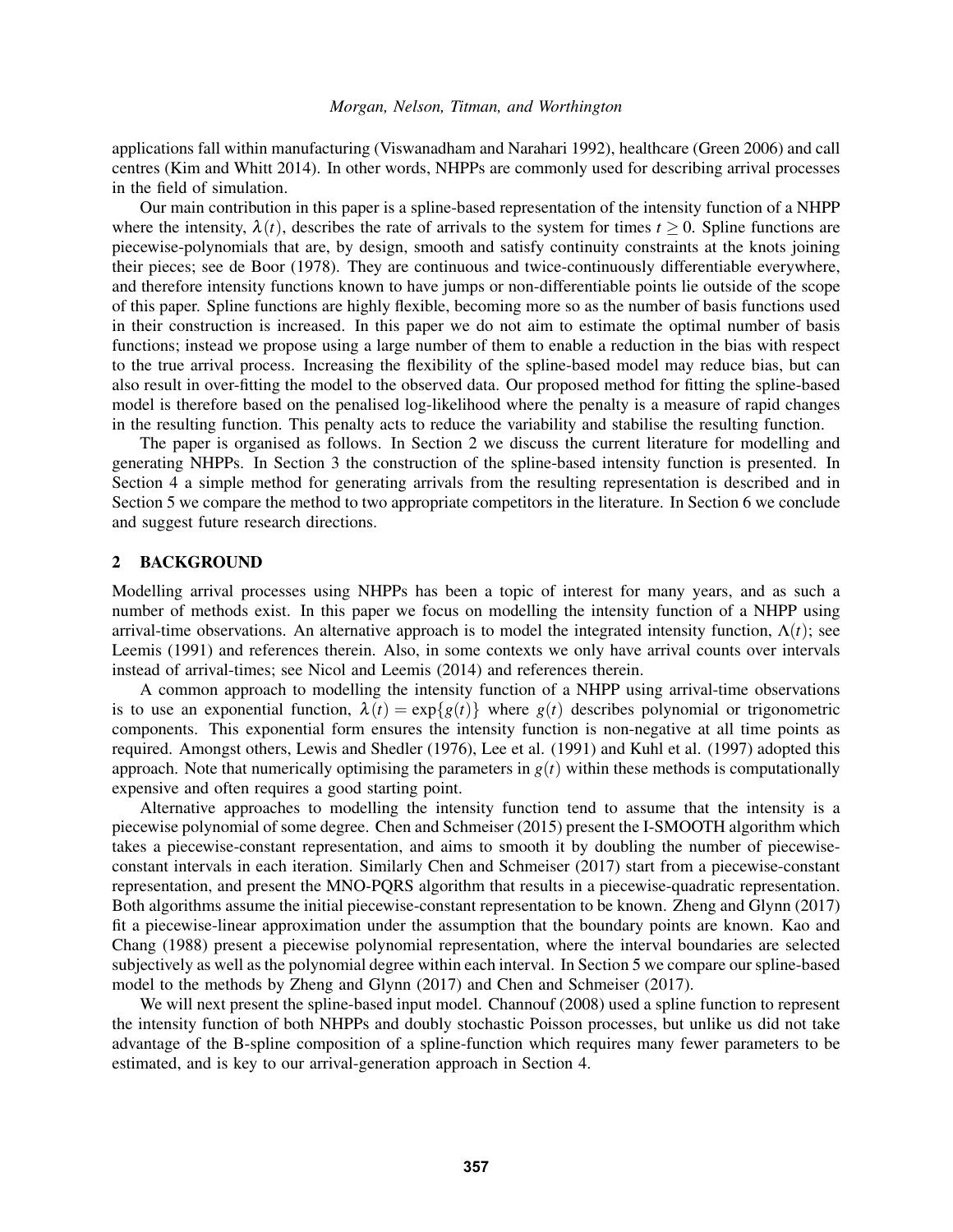applications fall within manufacturing (Viswanadham and Narahari 1992), healthcare (Green 2006) and call centres (Kim and Whitt 2014). In other words, NHPPs are commonly used for describing arrival processes in the field of simulation.

Our main contribution in this paper is a spline-based representation of the intensity function of a NHPP where the intensity, $\lambda(t)$, describes the rate of arrivals to the system for times $t \geq 0$. Spline functions are piecewise-polynomials that are, by design, smooth and satisfy continuity constraints at the knots joining their pieces; see de Boor (1978). They are continuous and twice-continuously differentiable everywhere, and therefore intensity functions known to have jumps or non-differentiable points lie outside of the scope of this paper. Spline functions are highly flexible, becoming more so as the number of basis functions used in their construction is increased. In this paper we do not aim to estimate the optimal number of basis functions; instead we propose using a large number of them to enable a reduction in the bias with respect to the true arrival process. Increasing the flexibility of the spline-based model may reduce bias, but can also result in over-fitting the model to the observed data. Our proposed method for fitting the spline-based model is therefore based on the penalised log-likelihood where the penalty is a measure of rapid changes in the resulting function. This penalty acts to reduce the variability and stabilise the resulting function.

The paper is organised as follows. In Section 2 we discuss the current literature for modelling and generating NHPPs. In Section 3 the construction of the spline-based intensity function is presented. In Section 4 a simple method for generating arrivals from the resulting representation is described and in Section 5 we compare the method to two appropriate competitors in the literature. In Section 6 we conclude and suggest future research directions.

## 2 BACKGROUND

Modelling arrival processes using NHPPs has been a topic of interest for many years, and as such a number of methods exist. In this paper we focus on modelling the intensity function of a NHPP using arrival-time observations. An alternative approach is to model the integrated intensity function, $\Lambda(t)$; see Leemis (1991) and references therein. Also, in some contexts we only have arrival counts over intervals instead of arrival-times; see Nicol and Leemis (2014) and references therein.

A common approach to modelling the intensity function of a NHPP using arrival-time observations is to use an exponential function, $\lambda(t) = \exp\{g(t)\}$ where $g(t)$ describes polynomial or trigonometric components. This exponential form ensures the intensity function is non-negative at all time points as required. Amongst others, Lewis and Shedler (1976), Lee et al. (1991) and Kuhl et al. (1997) adopted this approach. Note that numerically optimising the parameters in $g(t)$ within these methods is computationally expensive and often requires a good starting point.

Alternative approaches to modelling the intensity function tend to assume that the intensity is a piecewise polynomial of some degree. Chen and Schmeiser (2015) present the I-SMOOTH algorithm which takes a piecewise-constant representation, and aims to smooth it by doubling the number of piecewise-constant intervals in each iteration. Similarly Chen and Schmeiser (2017) start from a piecewise-constant representation, and present the MNO-PQRS algorithm that results in a piecewise-quadratic representation. Both algorithms assume the initial piecewise-constant representation to be known. Zheng and Glynn (2017) fit a piecewise-linear approximation under the assumption that the boundary points are known. Kao and Chang (1988) present a piecewise polynomial representation, where the interval boundaries are selected subjectively as well as the polynomial degree within each interval. In Section 5 we compare our spline-based model to the methods by Zheng and Glynn (2017) and Chen and Schmeiser (2017).

We will next present the spline-based input model. Channouf (2008) used a spline function to represent the intensity function of both NHPPs and doubly stochastic Poisson processes, but unlike us did not take advantage of the B-spline composition of a spline-function which requires many fewer parameters to be estimated, and is key to our arrival-generation approach in Section 4.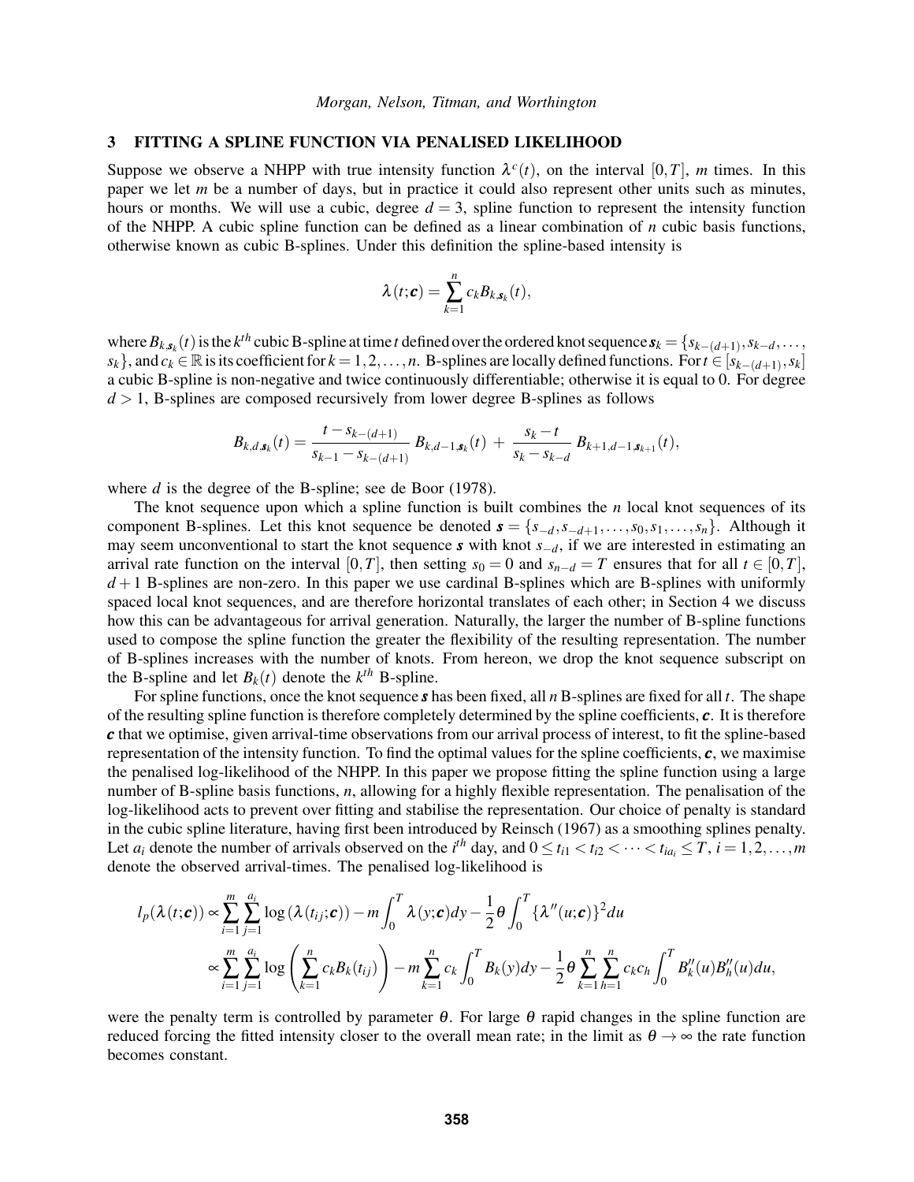## 3 FITTING A SPLINE FUNCTION VIA PENALISED LIKELIHOOD

Suppose we observe a NHPP with true intensity function $\lambda^c(t)$, on the interval $[0,T]$, $m$ times. In this paper we let $m$ be a number of days, but in practice it could also represent other units such as minutes, hours or months. We will use a cubic, degree $d = 3$, spline function to represent the intensity function of the NHPP. A cubic spline function can be defined as a linear combination of $n$ cubic basis functions, otherwise known as cubic B-splines. Under this definition the spline-based intensity is

$$\lambda(t;\boldsymbol{c}) = \sum_{k=1}^{n} c_k B_{k,\boldsymbol{s}_k}(t),$$

where $B_{k,\boldsymbol{s}_k}(t)$ is the $k^{th}$ cubic B-spline at time $t$ defined over the ordered knot sequence $\boldsymbol{s}_k = \{s_{k-(d+1)}, s_{k-d}, \ldots, s_k\}$, and $c_k \in \mathbb{R}$ is its coefficient for $k = 1,2,\ldots,n$. B-splines are locally defined functions. For $t \in [s_{k-(d+1)}, s_k]$ a cubic B-spline is non-negative and twice continuously differentiable; otherwise it is equal to 0. For degree $d > 1$, B-splines are composed recursively from lower degree B-splines as follows

$$B_{k,d,\boldsymbol{s}_k}(t) = \frac{t - s_{k-(d+1)}}{s_{k-1} - s_{k-(d+1)}}\, B_{k,d-1,\boldsymbol{s}_k}(t) \,+\, \frac{s_k - t}{s_k - s_{k-d}}\, B_{k+1,d-1,\boldsymbol{s}_{k+1}}(t),$$

where $d$ is the degree of the B-spline; see de Boor (1978).

The knot sequence upon which a spline function is built combines the $n$ local knot sequences of its component B-splines. Let this knot sequence be denoted $\boldsymbol{s} = \{s_{-d}, s_{-d+1}, \ldots, s_0, s_1, \ldots, s_n\}$. Although it may seem unconventional to start the knot sequence $\boldsymbol{s}$ with knot $s_{-d}$, if we are interested in estimating an arrival rate function on the interval $[0,T]$, then setting $s_0 = 0$ and $s_{n-d} = T$ ensures that for all $t \in [0,T]$, $d+1$ B-splines are non-zero. In this paper we use cardinal B-splines which are B-splines with uniformly spaced local knot sequences, and are therefore horizontal translates of each other; in Section 4 we discuss how this can be advantageous for arrival generation. Naturally, the larger the number of B-spline functions used to compose the spline function the greater the flexibility of the resulting representation. The number of B-splines increases with the number of knots. From hereon, we drop the knot sequence subscript on the B-spline and let $B_k(t)$ denote the $k^{th}$ B-spline.

For spline functions, once the knot sequence $\boldsymbol{s}$ has been fixed, all $n$ B-splines are fixed for all $t$. The shape of the resulting spline function is therefore completely determined by the spline coefficients, $\boldsymbol{c}$. It is therefore $\boldsymbol{c}$ that we optimise, given arrival-time observations from our arrival process of interest, to fit the spline-based representation of the intensity function. To find the optimal values for the spline coefficients, $\boldsymbol{c}$, we maximise the penalised log-likelihood of the NHPP. In this paper we propose fitting the spline function using a large number of B-spline basis functions, $n$, allowing for a highly flexible representation. The penalisation of the log-likelihood acts to prevent over fitting and stabilise the representation. Our choice of penalty is standard in the cubic spline literature, having first been introduced by Reinsch (1967) as a smoothing splines penalty. Let $a_i$ denote the number of arrivals observed on the $i^{th}$ day, and $0 \le t_{i1} < t_{i2} < \cdots < t_{ia_i} \le T$, $i = 1,2,\ldots,m$ denote the observed arrival-times. The penalised log-likelihood is

$$\begin{aligned}
l_p(\lambda(t;\boldsymbol{c})) &\propto \sum_{i=1}^{m}\sum_{j=1}^{a_i} \log\left(\lambda(t_{ij};\boldsymbol{c})\right) - m\int_0^T \lambda(y;\boldsymbol{c})dy - \frac{1}{2}\theta\int_0^T \{\lambda''(u;\boldsymbol{c})\}^2 du \\
&\propto \sum_{i=1}^{m}\sum_{j=1}^{a_i} \log\left(\sum_{k=1}^{n} c_k B_k(t_{ij})\right) - m\sum_{k=1}^{n} c_k \int_0^T B_k(y)dy - \frac{1}{2}\theta\sum_{k=1}^{n}\sum_{h=1}^{n} c_k c_h \int_0^T B_k''(u)B_h''(u)du,
\end{aligned}$$

were the penalty term is controlled by parameter $\theta$. For large $\theta$ rapid changes in the spline function are reduced forcing the fitted intensity closer to the overall mean rate; in the limit as $\theta \to \infty$ the rate function becomes constant.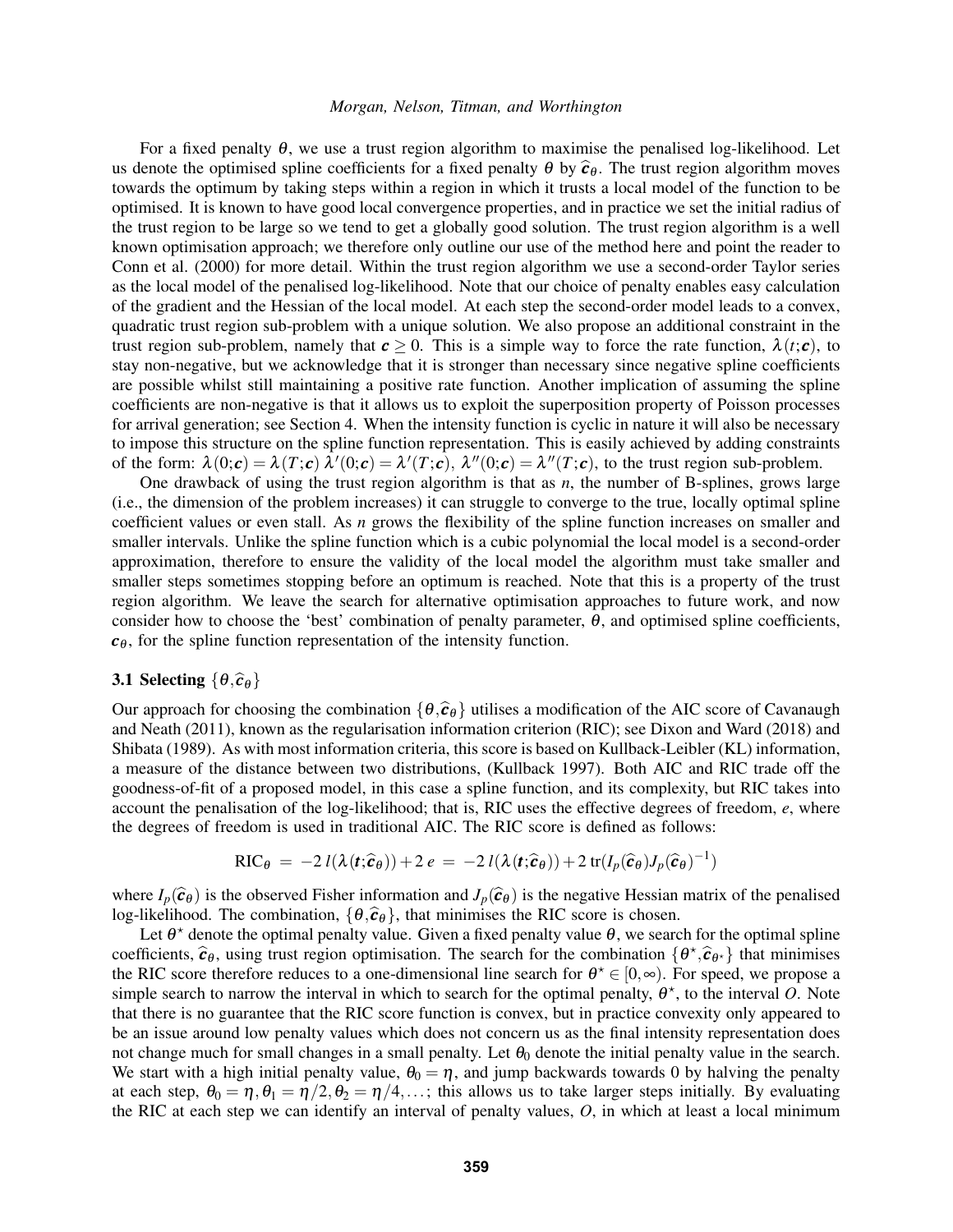For a fixed penalty $\theta$, we use a trust region algorithm to maximise the penalised log-likelihood. Let us denote the optimised spline coefficients for a fixed penalty $\theta$ by $\widehat{\boldsymbol{c}}_\theta$. The trust region algorithm moves towards the optimum by taking steps within a region in which it trusts a local model of the function to be optimised. It is known to have good local convergence properties, and in practice we set the initial radius of the trust region to be large so we tend to get a globally good solution. The trust region algorithm is a well known optimisation approach; we therefore only outline our use of the method here and point the reader to Conn et al. (2000) for more detail. Within the trust region algorithm we use a second-order Taylor series as the local model of the penalised log-likelihood. Note that our choice of penalty enables easy calculation of the gradient and the Hessian of the local model. At each step the second-order model leads to a convex, quadratic trust region sub-problem with a unique solution. We also propose an additional constraint in the trust region sub-problem, namely that $\boldsymbol{c} \geq 0$. This is a simple way to force the rate function, $\lambda(t;\boldsymbol{c})$, to stay non-negative, but we acknowledge that it is stronger than necessary since negative spline coefficients are possible whilst still maintaining a positive rate function. Another implication of assuming the spline coefficients are non-negative is that it allows us to exploit the superposition property of Poisson processes for arrival generation; see Section 4. When the intensity function is cyclic in nature it will also be necessary to impose this structure on the spline function representation. This is easily achieved by adding constraints of the form: $\lambda(0;\boldsymbol{c}) = \lambda(T;\boldsymbol{c})\ \lambda'(0;\boldsymbol{c}) = \lambda'(T;\boldsymbol{c}),\ \lambda''(0;\boldsymbol{c}) = \lambda''(T;\boldsymbol{c})$, to the trust region sub-problem.

One drawback of using the trust region algorithm is that as $n$, the number of B-splines, grows large (i.e., the dimension of the problem increases) it can struggle to converge to the true, locally optimal spline coefficient values or even stall. As $n$ grows the flexibility of the spline function increases on smaller and smaller intervals. Unlike the spline function which is a cubic polynomial the local model is a second-order approximation, therefore to ensure the validity of the local model the algorithm must take smaller and smaller steps sometimes stopping before an optimum is reached. Note that this is a property of the trust region algorithm. We leave the search for alternative optimisation approaches to future work, and now consider how to choose the 'best' combination of penalty parameter, $\theta$, and optimised spline coefficients, $\boldsymbol{c}_\theta$, for the spline function representation of the intensity function.

### 3.1 Selecting $\{\theta, \widehat{\boldsymbol{c}}_\theta\}$

Our approach for choosing the combination $\{\theta, \widehat{\boldsymbol{c}}_\theta\}$ utilises a modification of the AIC score of Cavanaugh and Neath (2011), known as the regularisation information criterion (RIC); see Dixon and Ward (2018) and Shibata (1989). As with most information criteria, this score is based on Kullback-Leibler (KL) information, a measure of the distance between two distributions, (Kullback 1997). Both AIC and RIC trade off the goodness-of-fit of a proposed model, in this case a spline function, and its complexity, but RIC takes into account the penalisation of the log-likelihood; that is, RIC uses the effective degrees of freedom, $e$, where the degrees of freedom is used in traditional AIC. The RIC score is defined as follows:

$$\mathrm{RIC}_\theta \;=\; -2\, l(\lambda(\boldsymbol{t};\widehat{\boldsymbol{c}}_\theta)) + 2\, e \;=\; -2\, l(\lambda(\boldsymbol{t};\widehat{\boldsymbol{c}}_\theta)) + 2\, \mathrm{tr}(I_p(\widehat{\boldsymbol{c}}_\theta) J_p(\widehat{\boldsymbol{c}}_\theta)^{-1})$$

where $I_p(\widehat{\boldsymbol{c}}_\theta)$ is the observed Fisher information and $J_p(\widehat{\boldsymbol{c}}_\theta)$ is the negative Hessian matrix of the penalised log-likelihood. The combination, $\{\theta, \widehat{\boldsymbol{c}}_\theta\}$, that minimises the RIC score is chosen.

Let $\theta^\star$ denote the optimal penalty value. Given a fixed penalty value $\theta$, we search for the optimal spline coefficients, $\widehat{\boldsymbol{c}}_\theta$, using trust region optimisation. The search for the combination $\{\theta^\star, \widehat{\boldsymbol{c}}_{\theta^\star}\}$ that minimises the RIC score therefore reduces to a one-dimensional line search for $\theta^\star \in [0,\infty)$. For speed, we propose a simple search to narrow the interval in which to search for the optimal penalty, $\theta^\star$, to the interval $O$. Note that there is no guarantee that the RIC score function is convex, but in practice convexity only appeared to be an issue around low penalty values which does not concern us as the final intensity representation does not change much for small changes in a small penalty. Let $\theta_0$ denote the initial penalty value in the search. We start with a high initial penalty value, $\theta_0 = \eta$, and jump backwards towards 0 by halving the penalty at each step, $\theta_0 = \eta, \theta_1 = \eta/2, \theta_2 = \eta/4, \ldots$; this allows us to take larger steps initially. By evaluating the RIC at each step we can identify an interval of penalty values, $O$, in which at least a local minimum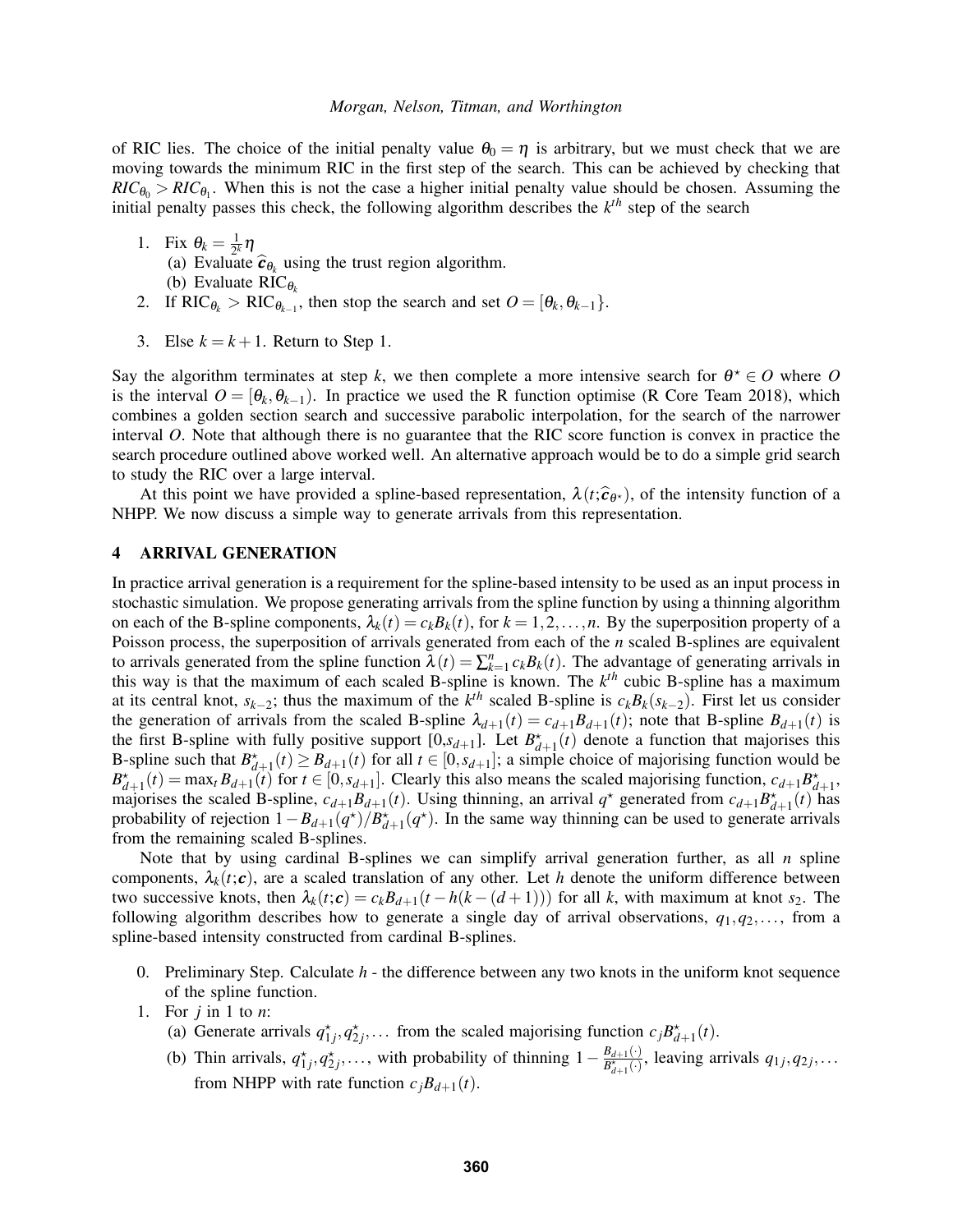of RIC lies. The choice of the initial penalty value $\theta_0 = \eta$ is arbitrary, but we must check that we are moving towards the minimum RIC in the first step of the search. This can be achieved by checking that $RIC_{\theta_0} > RIC_{\theta_1}$. When this is not the case a higher initial penalty value should be chosen. Assuming the initial penalty passes this check, the following algorithm describes the $k^{th}$ step of the search

1. Fix $\theta_k = \frac{1}{2^k}\eta$
   (a) Evaluate $\widehat{\boldsymbol{c}}_{\theta_k}$ using the trust region algorithm.
   (b) Evaluate $\text{RIC}_{\theta_k}$
2. If $\text{RIC}_{\theta_k} > \text{RIC}_{\theta_{k-1}}$, then stop the search and set $O = [\theta_k, \theta_{k-1}\}$.
3. Else $k = k+1$. Return to Step 1.

Say the algorithm terminates at step $k$, we then complete a more intensive search for $\theta^\star \in O$ where $O$ is the interval $O = [\theta_k, \theta_{k-1})$. In practice we used the R function optimise (R Core Team 2018), which combines a golden section search and successive parabolic interpolation, for the search of the narrower interval $O$. Note that although there is no guarantee that the RIC score function is convex in practice the search procedure outlined above worked well. An alternative approach would be to do a simple grid search to study the RIC over a large interval.

At this point we have provided a spline-based representation, $\lambda(t;\widehat{\boldsymbol{c}}_{\theta^\star})$, of the intensity function of a NHPP. We now discuss a simple way to generate arrivals from this representation.

## 4 ARRIVAL GENERATION

In practice arrival generation is a requirement for the spline-based intensity to be used as an input process in stochastic simulation. We propose generating arrivals from the spline function by using a thinning algorithm on each of the B-spline components, $\lambda_k(t) = c_k B_k(t)$, for $k = 1, 2, \ldots, n$. By the superposition property of a Poisson process, the superposition of arrivals generated from each of the $n$ scaled B-splines are equivalent to arrivals generated from the spline function $\lambda(t) = \sum_{k=1}^{n} c_k B_k(t)$. The advantage of generating arrivals in this way is that the maximum of each scaled B-spline is known. The $k^{th}$ cubic B-spline has a maximum at its central knot, $s_{k-2}$; thus the maximum of the $k^{th}$ scaled B-spline is $c_k B_k(s_{k-2})$. First let us consider the generation of arrivals from the scaled B-spline $\lambda_{d+1}(t) = c_{d+1}B_{d+1}(t)$; note that B-spline $B_{d+1}(t)$ is the first B-spline with fully positive support $[0, s_{d+1}]$. Let $B^\star_{d+1}(t)$ denote a function that majorises this B-spline such that $B^\star_{d+1}(t) \geq B_{d+1}(t)$ for all $t \in [0, s_{d+1}]$; a simple choice of majorising function would be $B^\star_{d+1}(t) = \max_t B_{d+1}(t)$ for $t \in [0, s_{d+1}]$. Clearly this also means the scaled majorising function, $c_{d+1}B^\star_{d+1}$, majorises the scaled B-spline, $c_{d+1}B_{d+1}(t)$. Using thinning, an arrival $q^\star$ generated from $c_{d+1}B^\star_{d+1}(t)$ has probability of rejection $1 - B_{d+1}(q^\star)/B^\star_{d+1}(q^\star)$. In the same way thinning can be used to generate arrivals from the remaining scaled B-splines.

Note that by using cardinal B-splines we can simplify arrival generation further, as all $n$ spline components, $\lambda_k(t;\boldsymbol{c})$, are a scaled translation of any other. Let $h$ denote the uniform difference between two successive knots, then $\lambda_k(t;\boldsymbol{c}) = c_k B_{d+1}(t - h(k-(d+1)))$ for all $k$, with maximum at knot $s_2$. The following algorithm describes how to generate a single day of arrival observations, $q_1, q_2, \ldots$, from a spline-based intensity constructed from cardinal B-splines.

0. Preliminary Step. Calculate $h$ - the difference between any two knots in the uniform knot sequence of the spline function.
1. For $j$ in 1 to $n$:
   (a) Generate arrivals $q^\star_{1j}, q^\star_{2j}, \ldots$ from the scaled majorising function $c_j B^\star_{d+1}(t)$.
   (b) Thin arrivals, $q^\star_{1j}, q^\star_{2j}, \ldots$, with probability of thinning $1 - \frac{B_{d+1}(\cdot)}{B^\star_{d+1}(\cdot)}$, leaving arrivals $q_{1j}, q_{2j}, \ldots$ from NHPP with rate function $c_j B_{d+1}(t)$.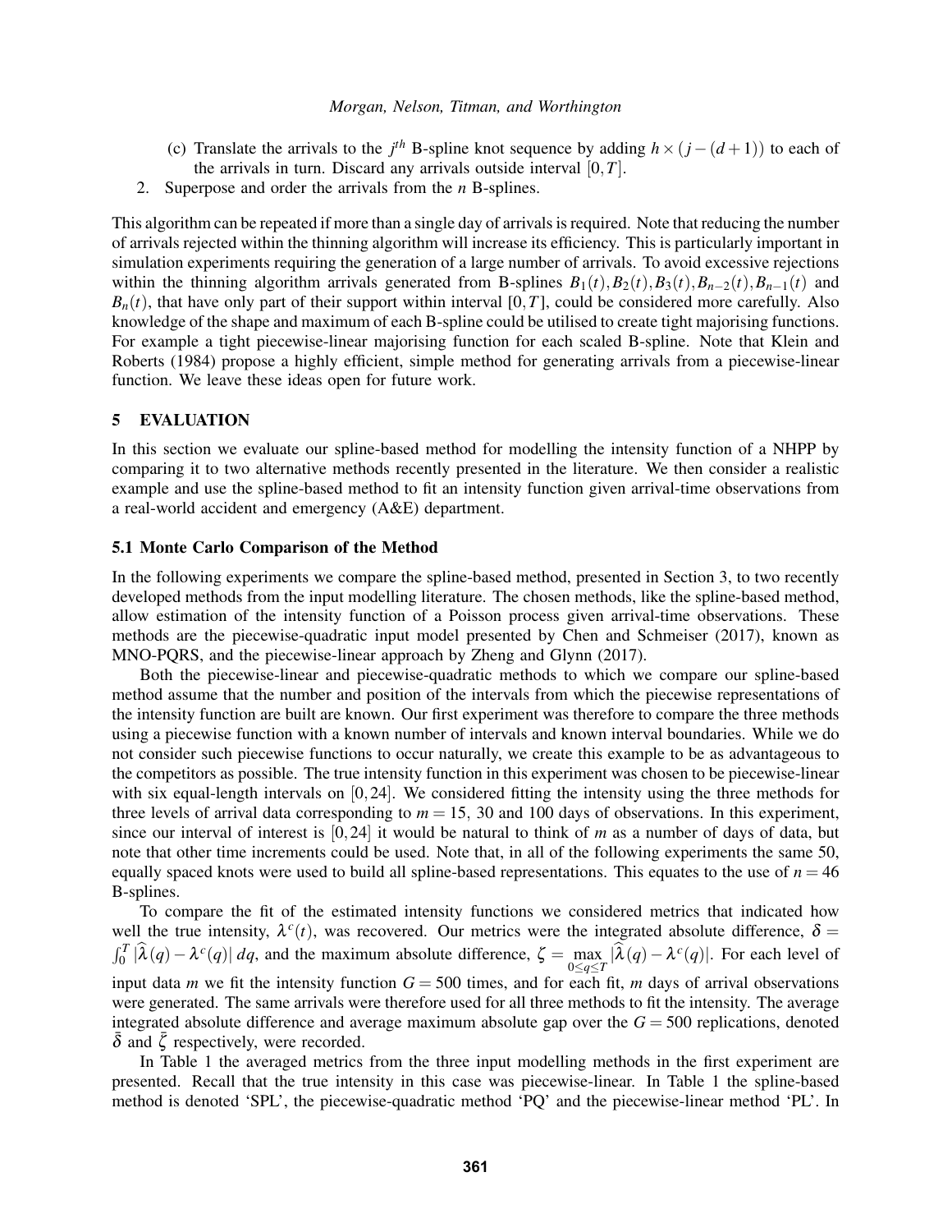(c) Translate the arrivals to the $j^{th}$ B-spline knot sequence by adding $h \times (j-(d+1))$ to each of the arrivals in turn. Discard any arrivals outside interval $[0,T]$.

2. Superpose and order the arrivals from the $n$ B-splines.

This algorithm can be repeated if more than a single day of arrivals is required. Note that reducing the number of arrivals rejected within the thinning algorithm will increase its efficiency. This is particularly important in simulation experiments requiring the generation of a large number of arrivals. To avoid excessive rejections within the thinning algorithm arrivals generated from B-splines $B_1(t), B_2(t), B_3(t), B_{n-2}(t), B_{n-1}(t)$ and $B_n(t)$, that have only part of their support within interval $[0,T]$, could be considered more carefully. Also knowledge of the shape and maximum of each B-spline could be utilised to create tight majorising functions. For example a tight piecewise-linear majorising function for each scaled B-spline. Note that Klein and Roberts (1984) propose a highly efficient, simple method for generating arrivals from a piecewise-linear function. We leave these ideas open for future work.

## 5 EVALUATION

In this section we evaluate our spline-based method for modelling the intensity function of a NHPP by comparing it to two alternative methods recently presented in the literature. We then consider a realistic example and use the spline-based method to fit an intensity function given arrival-time observations from a real-world accident and emergency (A&E) department.

### 5.1 Monte Carlo Comparison of the Method

In the following experiments we compare the spline-based method, presented in Section 3, to two recently developed methods from the input modelling literature. The chosen methods, like the spline-based method, allow estimation of the intensity function of a Poisson process given arrival-time observations. These methods are the piecewise-quadratic input model presented by Chen and Schmeiser (2017), known as MNO-PQRS, and the piecewise-linear approach by Zheng and Glynn (2017).

Both the piecewise-linear and piecewise-quadratic methods to which we compare our spline-based method assume that the number and position of the intervals from which the piecewise representations of the intensity function are built are known. Our first experiment was therefore to compare the three methods using a piecewise function with a known number of intervals and known interval boundaries. While we do not consider such piecewise functions to occur naturally, we create this example to be as advantageous to the competitors as possible. The true intensity function in this experiment was chosen to be piecewise-linear with six equal-length intervals on $[0,24]$. We considered fitting the intensity using the three methods for three levels of arrival data corresponding to $m = 15$, 30 and 100 days of observations. In this experiment, since our interval of interest is $[0,24]$ it would be natural to think of $m$ as a number of days of data, but note that other time increments could be used. Note that, in all of the following experiments the same 50, equally spaced knots were used to build all spline-based representations. This equates to the use of $n = 46$ B-splines.

To compare the fit of the estimated intensity functions we considered metrics that indicated how well the true intensity, $\lambda^c(t)$, was recovered. Our metrics were the integrated absolute difference, $\delta = \int_0^T |\widehat{\lambda}(q) - \lambda^c(q)|\, dq$, and the maximum absolute difference, $\zeta = \max_{0 \le q \le T} |\widehat{\lambda}(q) - \lambda^c(q)|$. For each level of input data $m$ we fit the intensity function $G = 500$ times, and for each fit, $m$ days of arrival observations were generated. The same arrivals were therefore used for all three methods to fit the intensity. The average integrated absolute difference and average maximum absolute gap over the $G = 500$ replications, denoted $\bar{\delta}$ and $\bar{\zeta}$ respectively, were recorded.

In Table 1 the averaged metrics from the three input modelling methods in the first experiment are presented. Recall that the true intensity in this case was piecewise-linear. In Table 1 the spline-based method is denoted 'SPL', the piecewise-quadratic method 'PQ' and the piecewise-linear method 'PL'. In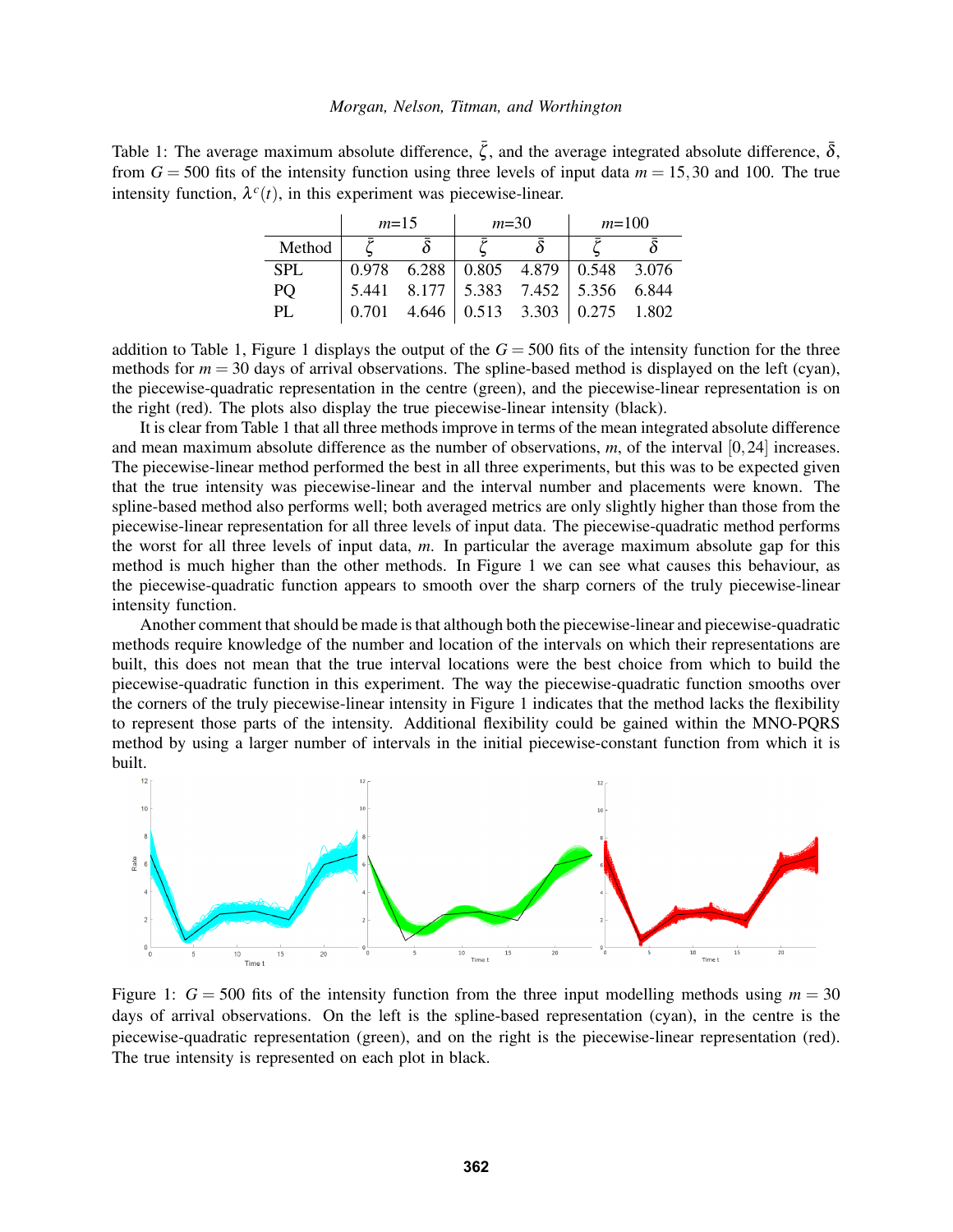Table 1: The average maximum absolute difference, $\bar{\zeta}$, and the average integrated absolute difference, $\bar{\delta}$, from $G = 500$ fits of the intensity function using three levels of input data $m = 15, 30$ and 100. The true intensity function, $\lambda^c(t)$, in this experiment was piecewise-linear.

| | $m$=15 | | $m$=30 | | $m$=100 | |
|---|---|---|---|---|---|---|
| Method | $\bar{\zeta}$ | $\bar{\delta}$ | $\bar{\zeta}$ | $\bar{\delta}$ | $\bar{\zeta}$ | $\bar{\delta}$ |
| SPL | 0.978 | 6.288 | 0.805 | 4.879 | 0.548 | 3.076 |
| PQ | 5.441 | 8.177 | 5.383 | 7.452 | 5.356 | 6.844 |
| PL | 0.701 | 4.646 | 0.513 | 3.303 | 0.275 | 1.802 |

addition to Table 1, Figure 1 displays the output of the $G = 500$ fits of the intensity function for the three methods for $m = 30$ days of arrival observations. The spline-based method is displayed on the left (cyan), the piecewise-quadratic representation in the centre (green), and the piecewise-linear representation is on the right (red). The plots also display the true piecewise-linear intensity (black).

It is clear from Table 1 that all three methods improve in terms of the mean integrated absolute difference and mean maximum absolute difference as the number of observations, $m$, of the interval $[0, 24]$ increases. The piecewise-linear method performed the best in all three experiments, but this was to be expected given that the true intensity was piecewise-linear and the interval number and placements were known. The spline-based method also performs well; both averaged metrics are only slightly higher than those from the piecewise-linear representation for all three levels of input data. The piecewise-quadratic method performs the worst for all three levels of input data, $m$. In particular the average maximum absolute gap for this method is much higher than the other methods. In Figure 1 we can see what causes this behaviour, as the piecewise-quadratic function appears to smooth over the sharp corners of the truly piecewise-linear intensity function.

Another comment that should be made is that although both the piecewise-linear and piecewise-quadratic methods require knowledge of the number and location of the intervals on which their representations are built, this does not mean that the true interval locations were the best choice from which to build the piecewise-quadratic function in this experiment. The way the piecewise-quadratic function smooths over the corners of the truly piecewise-linear intensity in Figure 1 indicates that the method lacks the flexibility to represent those parts of the intensity. Additional flexibility could be gained within the MNO-PQRS method by using a larger number of intervals in the initial piecewise-constant function from which it is built.

Figure 1: $G = 500$ fits of the intensity function from the three input modelling methods using $m = 30$ days of arrival observations. On the left is the spline-based representation (cyan), in the centre is the piecewise-quadratic representation (green), and on the right is the piecewise-linear representation (red). The true intensity is represented on each plot in black.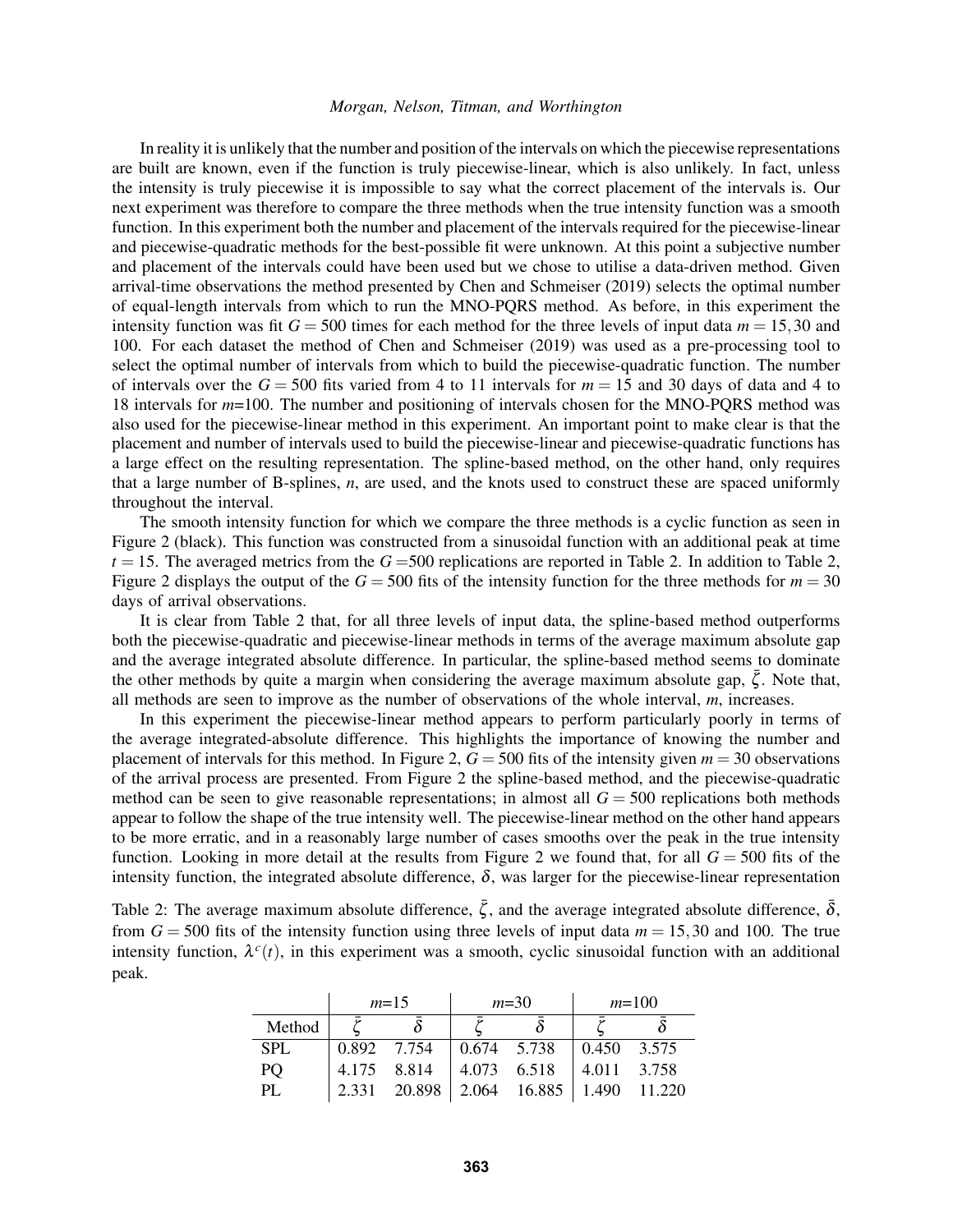In reality it is unlikely that the number and position of the intervals on which the piecewise representations are built are known, even if the function is truly piecewise-linear, which is also unlikely. In fact, unless the intensity is truly piecewise it is impossible to say what the correct placement of the intervals is. Our next experiment was therefore to compare the three methods when the true intensity function was a smooth function. In this experiment both the number and placement of the intervals required for the piecewise-linear and piecewise-quadratic methods for the best-possible fit were unknown. At this point a subjective number and placement of the intervals could have been used but we chose to utilise a data-driven method. Given arrival-time observations the method presented by Chen and Schmeiser (2019) selects the optimal number of equal-length intervals from which to run the MNO-PQRS method. As before, in this experiment the intensity function was fit $G = 500$ times for each method for the three levels of input data $m = 15, 30$ and 100. For each dataset the method of Chen and Schmeiser (2019) was used as a pre-processing tool to select the optimal number of intervals from which to build the piecewise-quadratic function. The number of intervals over the $G = 500$ fits varied from 4 to 11 intervals for $m = 15$ and 30 days of data and 4 to 18 intervals for $m$=100. The number and positioning of intervals chosen for the MNO-PQRS method was also used for the piecewise-linear method in this experiment. An important point to make clear is that the placement and number of intervals used to build the piecewise-linear and piecewise-quadratic functions has a large effect on the resulting representation. The spline-based method, on the other hand, only requires that a large number of B-splines, $n$, are used, and the knots used to construct these are spaced uniformly throughout the interval.

The smooth intensity function for which we compare the three methods is a cyclic function as seen in Figure 2 (black). This function was constructed from a sinusoidal function with an additional peak at time $t = 15$. The averaged metrics from the $G$ =500 replications are reported in Table 2. In addition to Table 2, Figure 2 displays the output of the $G = 500$ fits of the intensity function for the three methods for $m = 30$ days of arrival observations.

It is clear from Table 2 that, for all three levels of input data, the spline-based method outperforms both the piecewise-quadratic and piecewise-linear methods in terms of the average maximum absolute gap and the average integrated absolute difference. In particular, the spline-based method seems to dominate the other methods by quite a margin when considering the average maximum absolute gap, $\bar{\zeta}$. Note that, all methods are seen to improve as the number of observations of the whole interval, $m$, increases.

In this experiment the piecewise-linear method appears to perform particularly poorly in terms of the average integrated-absolute difference. This highlights the importance of knowing the number and placement of intervals for this method. In Figure 2, $G = 500$ fits of the intensity given $m = 30$ observations of the arrival process are presented. From Figure 2 the spline-based method, and the piecewise-quadratic method can be seen to give reasonable representations; in almost all $G = 500$ replications both methods appear to follow the shape of the true intensity well. The piecewise-linear method on the other hand appears to be more erratic, and in a reasonably large number of cases smooths over the peak in the true intensity function. Looking in more detail at the results from Figure 2 we found that, for all $G = 500$ fits of the intensity function, the integrated absolute difference, $\delta$, was larger for the piecewise-linear representation

Table 2: The average maximum absolute difference, $\bar{\zeta}$, and the average integrated absolute difference, $\bar{\delta}$, from $G = 500$ fits of the intensity function using three levels of input data $m = 15, 30$ and 100. The true intensity function, $\lambda^c(t)$, in this experiment was a smooth, cyclic sinusoidal function with an additional peak.

| | $m$=15 | | $m$=30 | | $m$=100 | |
|---|---|---|---|---|---|---|
| Method | $\bar{\zeta}$ | $\bar{\delta}$ | $\bar{\zeta}$ | $\bar{\delta}$ | $\bar{\zeta}$ | $\bar{\delta}$ |
| SPL | 0.892 | 7.754 | 0.674 | 5.738 | 0.450 | 3.575 |
| PQ | 4.175 | 8.814 | 4.073 | 6.518 | 4.011 | 3.758 |
| PL | 2.331 | 20.898 | 2.064 | 16.885 | 1.490 | 11.220 |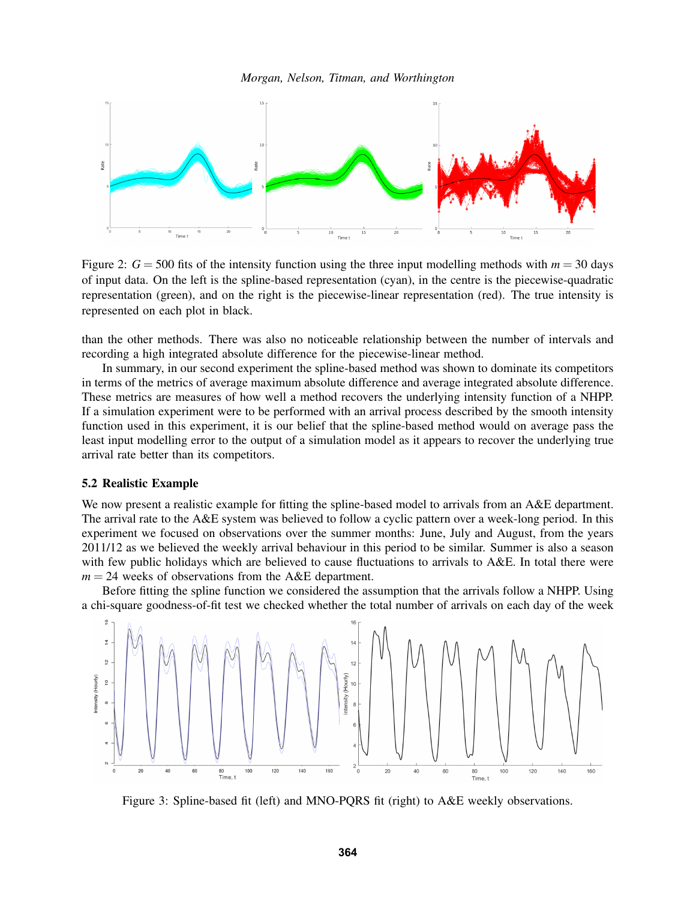Figure 2: $G = 500$ fits of the intensity function using the three input modelling methods with $m = 30$ days of input data. On the left is the spline-based representation (cyan), in the centre is the piecewise-quadratic representation (green), and on the right is the piecewise-linear representation (red). The true intensity is represented on each plot in black.

than the other methods. There was also no noticeable relationship between the number of intervals and recording a high integrated absolute difference for the piecewise-linear method.

In summary, in our second experiment the spline-based method was shown to dominate its competitors in terms of the metrics of average maximum absolute difference and average integrated absolute difference. These metrics are measures of how well a method recovers the underlying intensity function of a NHPP. If a simulation experiment were to be performed with an arrival process described by the smooth intensity function used in this experiment, it is our belief that the spline-based method would on average pass the least input modelling error to the output of a simulation model as it appears to recover the underlying true arrival rate better than its competitors.

### 5.2 Realistic Example

We now present a realistic example for fitting the spline-based model to arrivals from an A&E department. The arrival rate to the A&E system was believed to follow a cyclic pattern over a week-long period. In this experiment we focused on observations over the summer months: June, July and August, from the years 2011/12 as we believed the weekly arrival behaviour in this period to be similar. Summer is also a season with few public holidays which are believed to cause fluctuations to arrivals to A&E. In total there were $m = 24$ weeks of observations from the A&E department.

Before fitting the spline function we considered the assumption that the arrivals follow a NHPP. Using a chi-square goodness-of-fit test we checked whether the total number of arrivals on each day of the week

Figure 3: Spline-based fit (left) and MNO-PQRS fit (right) to A&E weekly observations.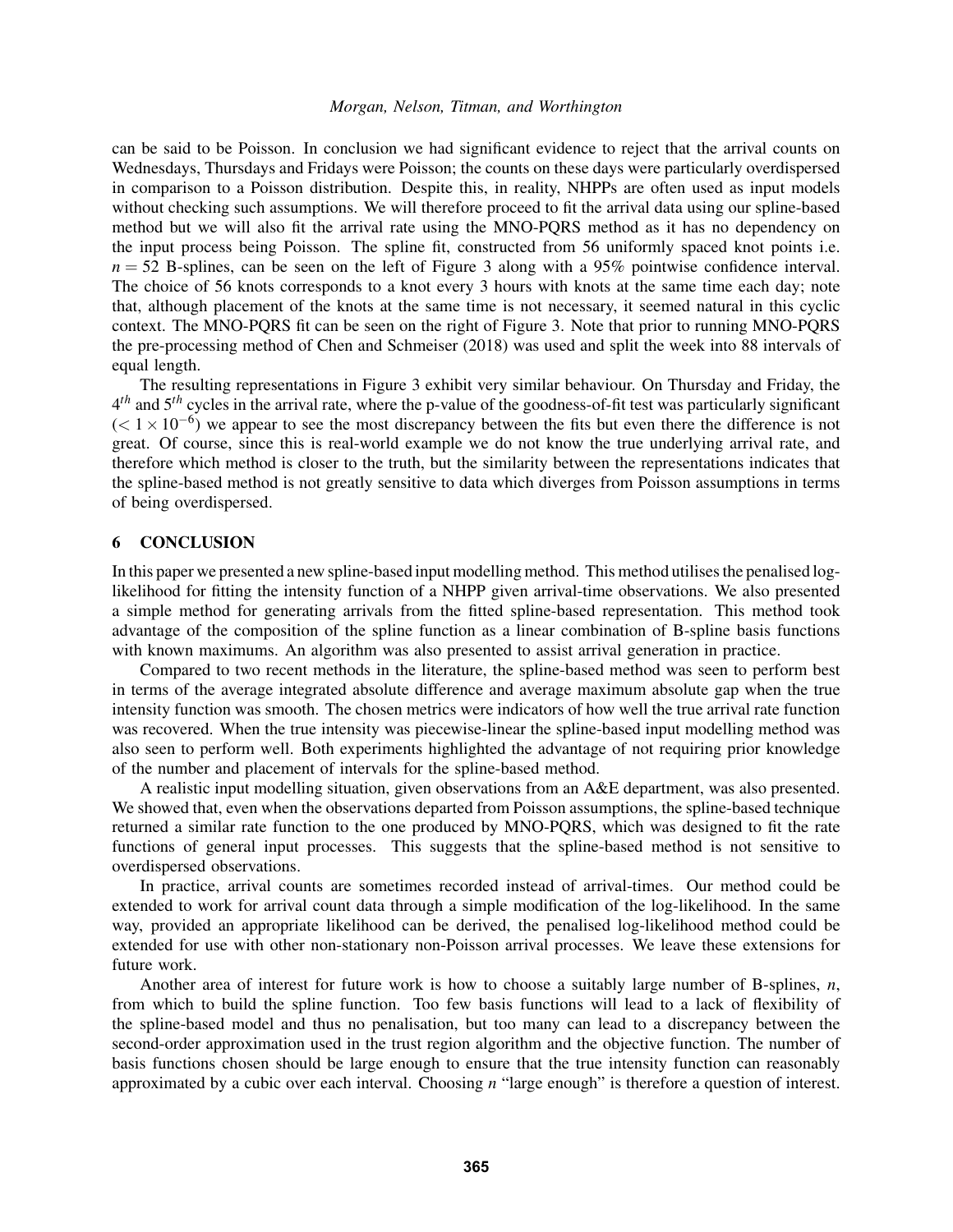can be said to be Poisson. In conclusion we had significant evidence to reject that the arrival counts on Wednesdays, Thursdays and Fridays were Poisson; the counts on these days were particularly overdispersed in comparison to a Poisson distribution. Despite this, in reality, NHPPs are often used as input models without checking such assumptions. We will therefore proceed to fit the arrival data using our spline-based method but we will also fit the arrival rate using the MNO-PQRS method as it has no dependency on the input process being Poisson. The spline fit, constructed from 56 uniformly spaced knot points i.e. $n = 52$ B-splines, can be seen on the left of Figure 3 along with a 95% pointwise confidence interval. The choice of 56 knots corresponds to a knot every 3 hours with knots at the same time each day; note that, although placement of the knots at the same time is not necessary, it seemed natural in this cyclic context. The MNO-PQRS fit can be seen on the right of Figure 3. Note that prior to running MNO-PQRS the pre-processing method of Chen and Schmeiser (2018) was used and split the week into 88 intervals of equal length.

The resulting representations in Figure 3 exhibit very similar behaviour. On Thursday and Friday, the $4^{th}$ and $5^{th}$ cycles in the arrival rate, where the p-value of the goodness-of-fit test was particularly significant ($< 1 \times 10^{-6}$) we appear to see the most discrepancy between the fits but even there the difference is not great. Of course, since this is real-world example we do not know the true underlying arrival rate, and therefore which method is closer to the truth, but the similarity between the representations indicates that the spline-based method is not greatly sensitive to data which diverges from Poisson assumptions in terms of being overdispersed.

## 6 CONCLUSION

In this paper we presented a new spline-based input modelling method. This method utilises the penalised log-likelihood for fitting the intensity function of a NHPP given arrival-time observations. We also presented a simple method for generating arrivals from the fitted spline-based representation. This method took advantage of the composition of the spline function as a linear combination of B-spline basis functions with known maximums. An algorithm was also presented to assist arrival generation in practice.

Compared to two recent methods in the literature, the spline-based method was seen to perform best in terms of the average integrated absolute difference and average maximum absolute gap when the true intensity function was smooth. The chosen metrics were indicators of how well the true arrival rate function was recovered. When the true intensity was piecewise-linear the spline-based input modelling method was also seen to perform well. Both experiments highlighted the advantage of not requiring prior knowledge of the number and placement of intervals for the spline-based method.

A realistic input modelling situation, given observations from an A&E department, was also presented. We showed that, even when the observations departed from Poisson assumptions, the spline-based technique returned a similar rate function to the one produced by MNO-PQRS, which was designed to fit the rate functions of general input processes. This suggests that the spline-based method is not sensitive to overdispersed observations.

In practice, arrival counts are sometimes recorded instead of arrival-times. Our method could be extended to work for arrival count data through a simple modification of the log-likelihood. In the same way, provided an appropriate likelihood can be derived, the penalised log-likelihood method could be extended for use with other non-stationary non-Poisson arrival processes. We leave these extensions for future work.

Another area of interest for future work is how to choose a suitably large number of B-splines, $n$, from which to build the spline function. Too few basis functions will lead to a lack of flexibility of the spline-based model and thus no penalisation, but too many can lead to a discrepancy between the second-order approximation used in the trust region algorithm and the objective function. The number of basis functions chosen should be large enough to ensure that the true intensity function can reasonably approximated by a cubic over each interval. Choosing $n$ "large enough" is therefore a question of interest.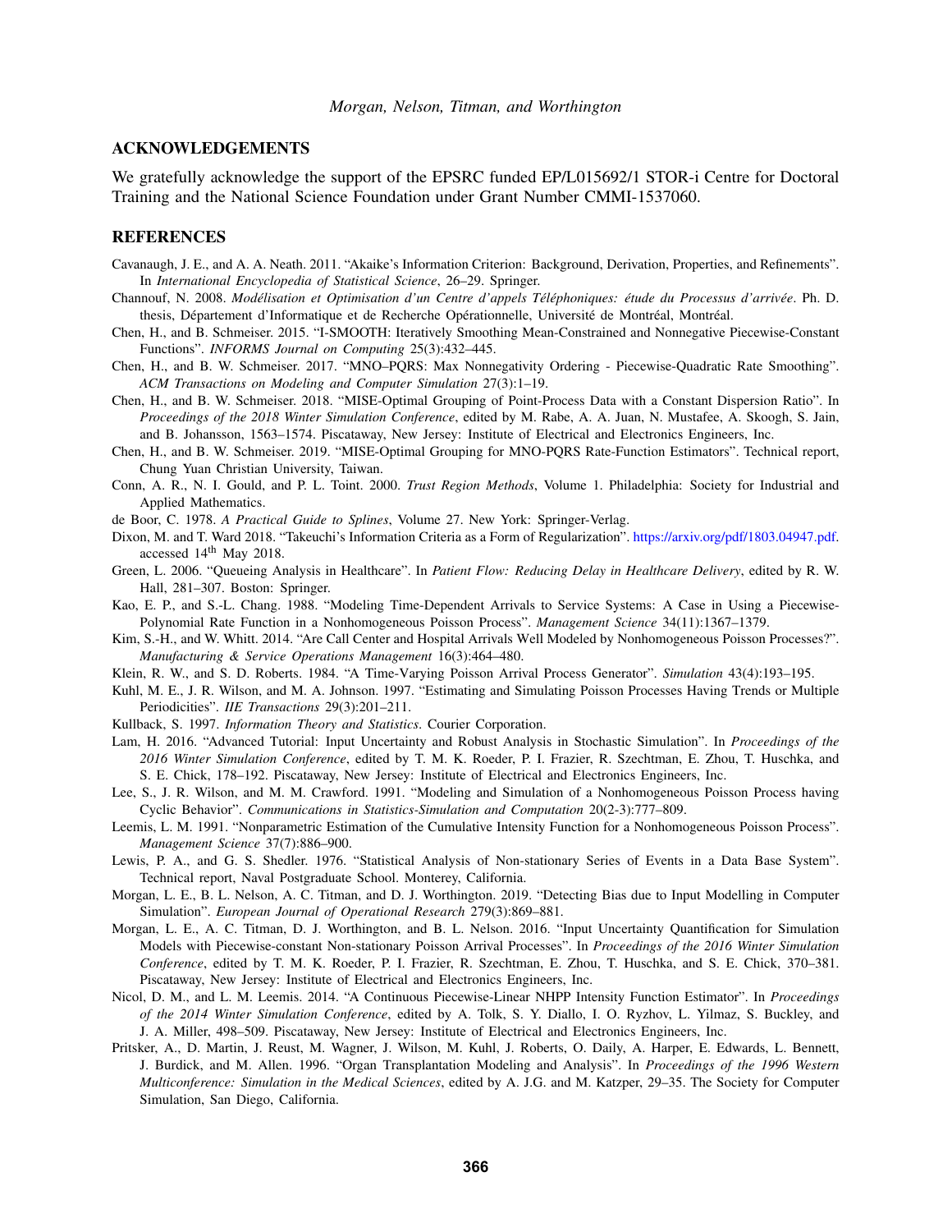## ACKNOWLEDGEMENTS

We gratefully acknowledge the support of the EPSRC funded EP/L015692/1 STOR-i Centre for Doctoral Training and the National Science Foundation under Grant Number CMMI-1537060.

## REFERENCES

Cavanaugh, J. E., and A. A. Neath. 2011. "Akaike's Information Criterion: Background, Derivation, Properties, and Refinements". In *International Encyclopedia of Statistical Science*, 26–29. Springer.

Channouf, N. 2008. *Modélisation et Optimisation d'un Centre d'appels Téléphoniques: étude du Processus d'arrivée*. Ph. D. thesis, Département d'Informatique et de Recherche Opérationnelle, Université de Montréal, Montréal.

Chen, H., and B. Schmeiser. 2015. "I-SMOOTH: Iteratively Smoothing Mean-Constrained and Nonnegative Piecewise-Constant Functions". *INFORMS Journal on Computing* 25(3):432–445.

Chen, H., and B. W. Schmeiser. 2017. "MNO–PQRS: Max Nonnegativity Ordering - Piecewise-Quadratic Rate Smoothing". *ACM Transactions on Modeling and Computer Simulation* 27(3):1–19.

Chen, H., and B. W. Schmeiser. 2018. "MISE-Optimal Grouping of Point-Process Data with a Constant Dispersion Ratio". In *Proceedings of the 2018 Winter Simulation Conference*, edited by M. Rabe, A. A. Juan, N. Mustafee, A. Skoogh, S. Jain, and B. Johansson, 1563–1574. Piscataway, New Jersey: Institute of Electrical and Electronics Engineers, Inc.

Chen, H., and B. W. Schmeiser. 2019. "MISE-Optimal Grouping for MNO-PQRS Rate-Function Estimators". Technical report, Chung Yuan Christian University, Taiwan.

Conn, A. R., N. I. Gould, and P. L. Toint. 2000. *Trust Region Methods*, Volume 1. Philadelphia: Society for Industrial and Applied Mathematics.

de Boor, C. 1978. *A Practical Guide to Splines*, Volume 27. New York: Springer-Verlag.

Dixon, M. and T. Ward 2018. "Takeuchi's Information Criteria as a Form of Regularization". https://arxiv.org/pdf/1803.04947.pdf. accessed 14th May 2018.

Green, L. 2006. "Queueing Analysis in Healthcare". In *Patient Flow: Reducing Delay in Healthcare Delivery*, edited by R. W. Hall, 281–307. Boston: Springer.

Kao, E. P., and S.-L. Chang. 1988. "Modeling Time-Dependent Arrivals to Service Systems: A Case in Using a Piecewise-Polynomial Rate Function in a Nonhomogeneous Poisson Process". *Management Science* 34(11):1367–1379.

Kim, S.-H., and W. Whitt. 2014. "Are Call Center and Hospital Arrivals Well Modeled by Nonhomogeneous Poisson Processes?". *Manufacturing & Service Operations Management* 16(3):464–480.

Klein, R. W., and S. D. Roberts. 1984. "A Time-Varying Poisson Arrival Process Generator". *Simulation* 43(4):193–195.

Kuhl, M. E., J. R. Wilson, and M. A. Johnson. 1997. "Estimating and Simulating Poisson Processes Having Trends or Multiple Periodicities". *IIE Transactions* 29(3):201–211.

Kullback, S. 1997. *Information Theory and Statistics*. Courier Corporation.

Lam, H. 2016. "Advanced Tutorial: Input Uncertainty and Robust Analysis in Stochastic Simulation". In *Proceedings of the 2016 Winter Simulation Conference*, edited by T. M. K. Roeder, P. I. Frazier, R. Szechtman, E. Zhou, T. Huschka, and S. E. Chick, 178–192. Piscataway, New Jersey: Institute of Electrical and Electronics Engineers, Inc.

Lee, S., J. R. Wilson, and M. M. Crawford. 1991. "Modeling and Simulation of a Nonhomogeneous Poisson Process having Cyclic Behavior". *Communications in Statistics-Simulation and Computation* 20(2-3):777–809.

Leemis, L. M. 1991. "Nonparametric Estimation of the Cumulative Intensity Function for a Nonhomogeneous Poisson Process". *Management Science* 37(7):886–900.

Lewis, P. A., and G. S. Shedler. 1976. "Statistical Analysis of Non-stationary Series of Events in a Data Base System". Technical report, Naval Postgraduate School. Monterey, California.

Morgan, L. E., B. L. Nelson, A. C. Titman, and D. J. Worthington. 2019. "Detecting Bias due to Input Modelling in Computer Simulation". *European Journal of Operational Research* 279(3):869–881.

Morgan, L. E., A. C. Titman, D. J. Worthington, and B. L. Nelson. 2016. "Input Uncertainty Quantification for Simulation Models with Piecewise-constant Non-stationary Poisson Arrival Processes". In *Proceedings of the 2016 Winter Simulation Conference*, edited by T. M. K. Roeder, P. I. Frazier, R. Szechtman, E. Zhou, T. Huschka, and S. E. Chick, 370–381. Piscataway, New Jersey: Institute of Electrical and Electronics Engineers, Inc.

Nicol, D. M., and L. M. Leemis. 2014. "A Continuous Piecewise-Linear NHPP Intensity Function Estimator". In *Proceedings of the 2014 Winter Simulation Conference*, edited by A. Tolk, S. Y. Diallo, I. O. Ryzhov, L. Yilmaz, S. Buckley, and J. A. Miller, 498–509. Piscataway, New Jersey: Institute of Electrical and Electronics Engineers, Inc.

Pritsker, A., D. Martin, J. Reust, M. Wagner, J. Wilson, M. Kuhl, J. Roberts, O. Daily, A. Harper, E. Edwards, L. Bennett, J. Burdick, and M. Allen. 1996. "Organ Transplantation Modeling and Analysis". In *Proceedings of the 1996 Western Multiconference: Simulation in the Medical Sciences*, edited by A. J.G. and M. Katzper, 29–35. The Society for Computer Simulation, San Diego, California.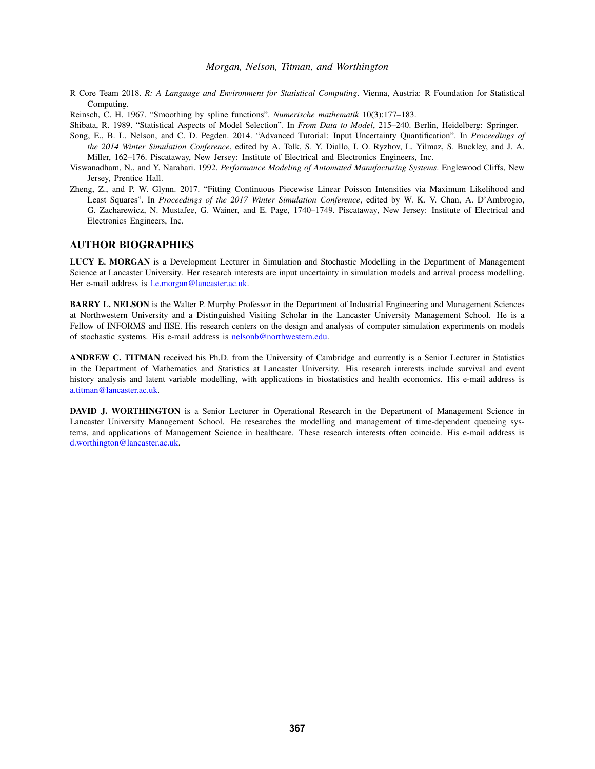R Core Team 2018. *R: A Language and Environment for Statistical Computing*. Vienna, Austria: R Foundation for Statistical Computing.

Reinsch, C. H. 1967. "Smoothing by spline functions". *Numerische mathematik* 10(3):177–183.

Shibata, R. 1989. "Statistical Aspects of Model Selection". In *From Data to Model*, 215–240. Berlin, Heidelberg: Springer.

Song, E., B. L. Nelson, and C. D. Pegden. 2014. "Advanced Tutorial: Input Uncertainty Quantification". In *Proceedings of the 2014 Winter Simulation Conference*, edited by A. Tolk, S. Y. Diallo, I. O. Ryzhov, L. Yilmaz, S. Buckley, and J. A. Miller, 162–176. Piscataway, New Jersey: Institute of Electrical and Electronics Engineers, Inc.

Viswanadham, N., and Y. Narahari. 1992. *Performance Modeling of Automated Manufacturing Systems*. Englewood Cliffs, New Jersey, Prentice Hall.

Zheng, Z., and P. W. Glynn. 2017. "Fitting Continuous Piecewise Linear Poisson Intensities via Maximum Likelihood and Least Squares". In *Proceedings of the 2017 Winter Simulation Conference*, edited by W. K. V. Chan, A. D'Ambrogio, G. Zacharewicz, N. Mustafee, G. Wainer, and E. Page, 1740–1749. Piscataway, New Jersey: Institute of Electrical and Electronics Engineers, Inc.

## AUTHOR BIOGRAPHIES

**LUCY E. MORGAN** is a Development Lecturer in Simulation and Stochastic Modelling in the Department of Management Science at Lancaster University. Her research interests are input uncertainty in simulation models and arrival process modelling. Her e-mail address is l.e.morgan@lancaster.ac.uk.

**BARRY L. NELSON** is the Walter P. Murphy Professor in the Department of Industrial Engineering and Management Sciences at Northwestern University and a Distinguished Visiting Scholar in the Lancaster University Management School. He is a Fellow of INFORMS and IISE. His research centers on the design and analysis of computer simulation experiments on models of stochastic systems. His e-mail address is nelsonb@northwestern.edu.

**ANDREW C. TITMAN** received his Ph.D. from the University of Cambridge and currently is a Senior Lecturer in Statistics in the Department of Mathematics and Statistics at Lancaster University. His research interests include survival and event history analysis and latent variable modelling, with applications in biostatistics and health economics. His e-mail address is a.titman@lancaster.ac.uk.

**DAVID J. WORTHINGTON** is a Senior Lecturer in Operational Research in the Department of Management Science in Lancaster University Management School. He researches the modelling and management of time-dependent queueing systems, and applications of Management Science in healthcare. These research interests often coincide. His e-mail address is d.worthington@lancaster.ac.uk.